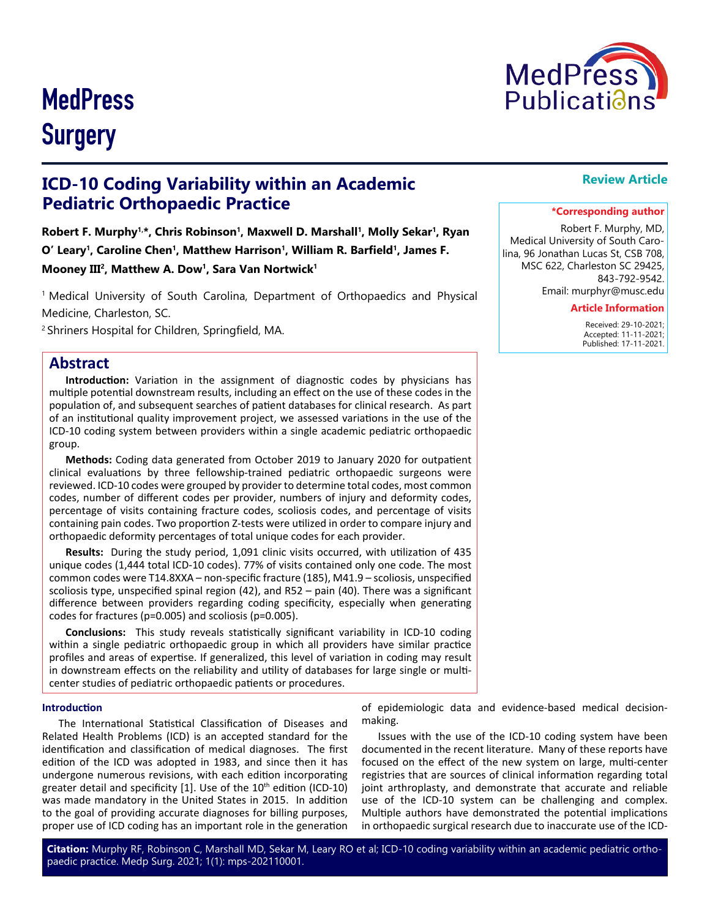MedPress Surgery

# ICD-10 Coding Variability within an Academic Pediatric Orthopaedic Practice

**Review Article**

**Robert F. Murphy[1,*], Chris Robinson[1], Maxwell D. Marshall[1], Molly Sekar[1], Ryan O′ Leary[1], Caroline Chen[1], Matthew Harrison[1], William R. Barfield[1], James F. Mooney III[2], Matthew A. Dow[1], Sara Van Nortwick[1]**

[1] Medical University of South Carolina, Department of Orthopaedics and Physical Medicine, Charleston, SC.

[2] Shriners Hospital for Children, Springfield, MA.

**\*Corresponding author**

Robert F. Murphy, MD, Medical University of South Carolina, 96 Jonathan Lucas St, CSB 708, MSC 622, Charleston SC 29425, 843-792-9542.
Email: murphyr@musc.edu

**Article Information**

Received: 29-10-2021;
Accepted: 11-11-2021;
Published: 17-11-2021.

## Abstract

**Introduction:** Variation in the assignment of diagnostic codes by physicians has multiple potential downstream results, including an effect on the use of these codes in the population of, and subsequent searches of patient databases for clinical research. As part of an institutional quality improvement project, we assessed variations in the use of the ICD-10 coding system between providers within a single academic pediatric orthopaedic group.

**Methods:** Coding data generated from October 2019 to January 2020 for outpatient clinical evaluations by three fellowship-trained pediatric orthopaedic surgeons were reviewed. ICD-10 codes were grouped by provider to determine total codes, most common codes, number of different codes per provider, numbers of injury and deformity codes, percentage of visits containing fracture codes, scoliosis codes, and percentage of visits containing pain codes. Two proportion Z-tests were utilized in order to compare injury and orthopaedic deformity percentages of total unique codes for each provider.

**Results:** During the study period, 1,091 clinic visits occurred, with utilization of 435 unique codes (1,444 total ICD-10 codes). 77% of visits contained only one code. The most common codes were T14.8XXA – non-specific fracture (185), M41.9 – scoliosis, unspecified scoliosis type, unspecified spinal region (42), and R52 – pain (40). There was a significant difference between providers regarding coding specificity, especially when generating codes for fractures ($p=0.005$) and scoliosis ($p=0.005$).

**Conclusions:** This study reveals statistically significant variability in ICD-10 coding within a single pediatric orthopaedic group in which all providers have similar practice profiles and areas of expertise. If generalized, this level of variation in coding may result in downstream effects on the reliability and utility of databases for large single or multi-center studies of pediatric orthopaedic patients or procedures.

### Introduction

The International Statistical Classification of Diseases and Related Health Problems (ICD) is an accepted standard for the identification and classification of medical diagnoses. The first edition of the ICD was adopted in 1983, and since then it has undergone numerous revisions, with each edition incorporating greater detail and specificity [1]. Use of the 10th edition (ICD-10) was made mandatory in the United States in 2015. In addition to the goal of providing accurate diagnoses for billing purposes, proper use of ICD coding has an important role in the generation of epidemiologic data and evidence-based medical decision-making.

Issues with the use of the ICD-10 coding system have been documented in the recent literature. Many of these reports have focused on the effect of the new system on large, multi-center registries that are sources of clinical information regarding total joint arthroplasty, and demonstrate that accurate and reliable use of the ICD-10 system can be challenging and complex. Multiple authors have demonstrated the potential implications in orthopaedic surgical research due to inaccurate use of the ICD-

**Citation:** Murphy RF, Robinson C, Marshall MD, Sekar M, Leary RO et al; ICD-10 coding variability within an academic pediatric orthopaedic practice. Medp Surg. 2021; 1(1): mps-202110001.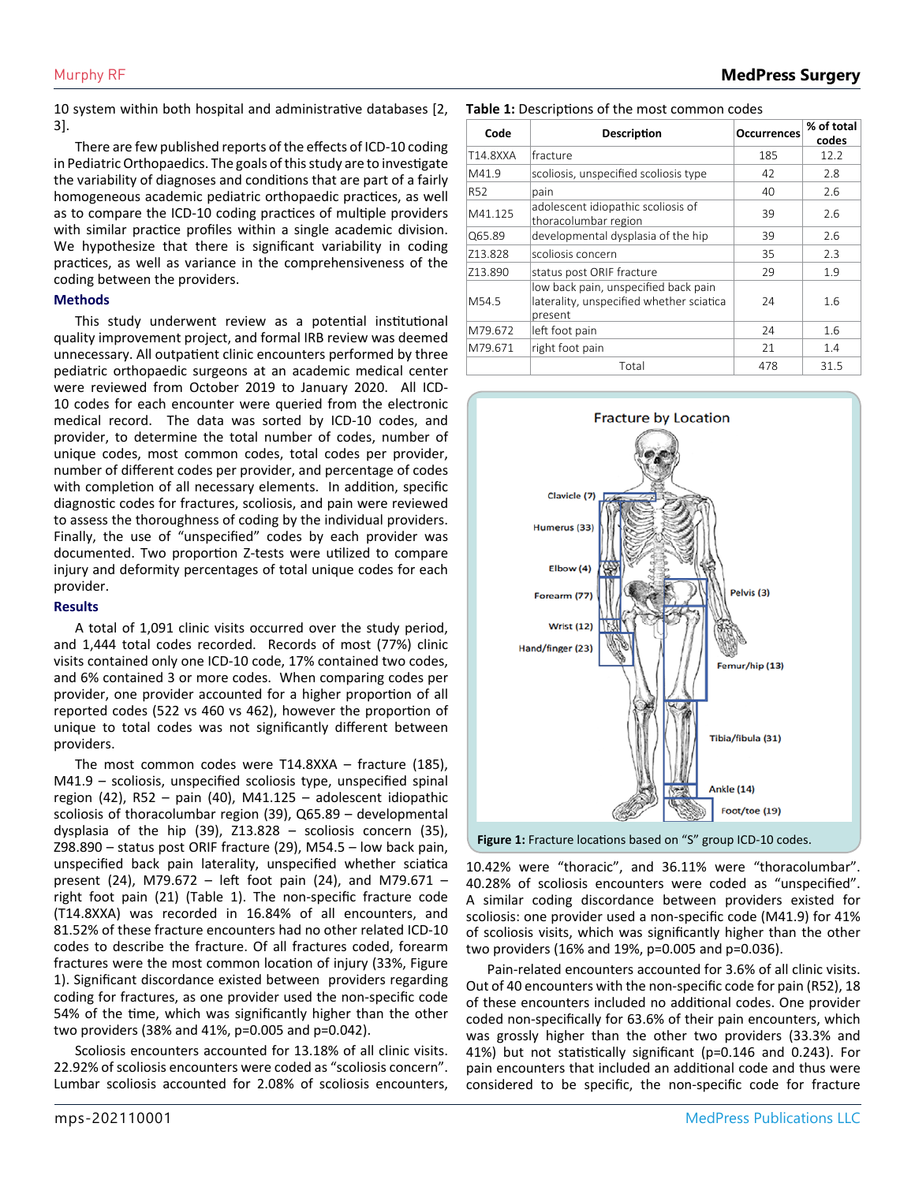10 system within both hospital and administrative databases [2, 3].

There are few published reports of the effects of ICD-10 coding in Pediatric Orthopaedics. The goals of this study are to investigate the variability of diagnoses and conditions that are part of a fairly homogeneous academic pediatric orthopaedic practices, as well as to compare the ICD-10 coding practices of multiple providers with similar practice profiles within a single academic division. We hypothesize that there is significant variability in coding practices, as well as variance in the comprehensiveness of the coding between the providers.

## Methods

This study underwent review as a potential institutional quality improvement project, and formal IRB review was deemed unnecessary. All outpatient clinic encounters performed by three pediatric orthopaedic surgeons at an academic medical center were reviewed from October 2019 to January 2020. All ICD-10 codes for each encounter were queried from the electronic medical record. The data was sorted by ICD-10 codes, and provider, to determine the total number of codes, number of unique codes, most common codes, total codes per provider, number of different codes per provider, and percentage of codes with completion of all necessary elements. In addition, specific diagnostic codes for fractures, scoliosis, and pain were reviewed to assess the thoroughness of coding by the individual providers. Finally, the use of "unspecified" codes by each provider was documented. Two proportion Z-tests were utilized to compare injury and deformity percentages of total unique codes for each provider.

## Results

A total of 1,091 clinic visits occurred over the study period, and 1,444 total codes recorded. Records of most (77%) clinic visits contained only one ICD-10 code, 17% contained two codes, and 6% contained 3 or more codes. When comparing codes per provider, one provider accounted for a higher proportion of all reported codes (522 vs 460 vs 462), however the proportion of unique to total codes was not significantly different between providers.

The most common codes were T14.8XXA – fracture (185), M41.9 – scoliosis, unspecified scoliosis type, unspecified spinal region (42), R52 – pain (40), M41.125 – adolescent idiopathic scoliosis of thoracolumbar region (39), Q65.89 – developmental dysplasia of the hip (39), Z13.828 – scoliosis concern (35), Z98.890 – status post ORIF fracture (29), M54.5 – low back pain, unspecified back pain laterality, unspecified whether sciatica present (24), M79.672 – left foot pain (24), and M79.671 – right foot pain (21) (Table 1). The non-specific fracture code (T14.8XXA) was recorded in 16.84% of all encounters, and 81.52% of these fracture encounters had no other related ICD-10 codes to describe the fracture. Of all fractures coded, forearm fractures were the most common location of injury (33%, Figure 1). Significant discordance existed between providers regarding coding for fractures, as one provider used the non-specific code 54% of the time, which was significantly higher than the other two providers (38% and 41%, p=0.005 and p=0.042).

Scoliosis encounters accounted for 13.18% of all clinic visits. 22.92% of scoliosis encounters were coded as "scoliosis concern". Lumbar scoliosis accounted for 2.08% of scoliosis encounters,

**Table 1:** Descriptions of the most common codes

| Code | Description | Occurrences | % of total codes |
|---|---|---|---|
| T14.8XXA | fracture | 185 | 12.2 |
| M41.9 | scoliosis, unspecified scoliosis type | 42 | 2.8 |
| R52 | pain | 40 | 2.6 |
| M41.125 | adolescent idiopathic scoliosis of thoracolumbar region | 39 | 2.6 |
| Q65.89 | developmental dysplasia of the hip | 39 | 2.6 |
| Z13.828 | scoliosis concern | 35 | 2.3 |
| Z13.890 | status post ORIF fracture | 29 | 1.9 |
| M54.5 | low back pain, unspecified back pain laterality, unspecified whether sciatica present | 24 | 1.6 |
| M79.672 | left foot pain | 24 | 1.6 |
| M79.671 | right foot pain | 21 | 1.4 |
| | Total | 478 | 31.5 |

**Figure 1:** Fracture locations based on "S" group ICD-10 codes.

10.42% were "thoracic", and 36.11% were "thoracolumbar". 40.28% of scoliosis encounters were coded as "unspecified". A similar coding discordance between providers existed for scoliosis: one provider used a non-specific code (M41.9) for 41% of scoliosis visits, which was significantly higher than the other two providers (16% and 19%, p=0.005 and p=0.036).

Pain-related encounters accounted for 3.6% of all clinic visits. Out of 40 encounters with the non-specific code for pain (R52), 18 of these encounters included no additional codes. One provider coded non-specifically for 63.6% of their pain encounters, which was grossly higher than the other two providers (33.3% and 41%) but not statistically significant (p=0.146 and 0.243). For pain encounters that included an additional code and thus were considered to be specific, the non-specific code for fracture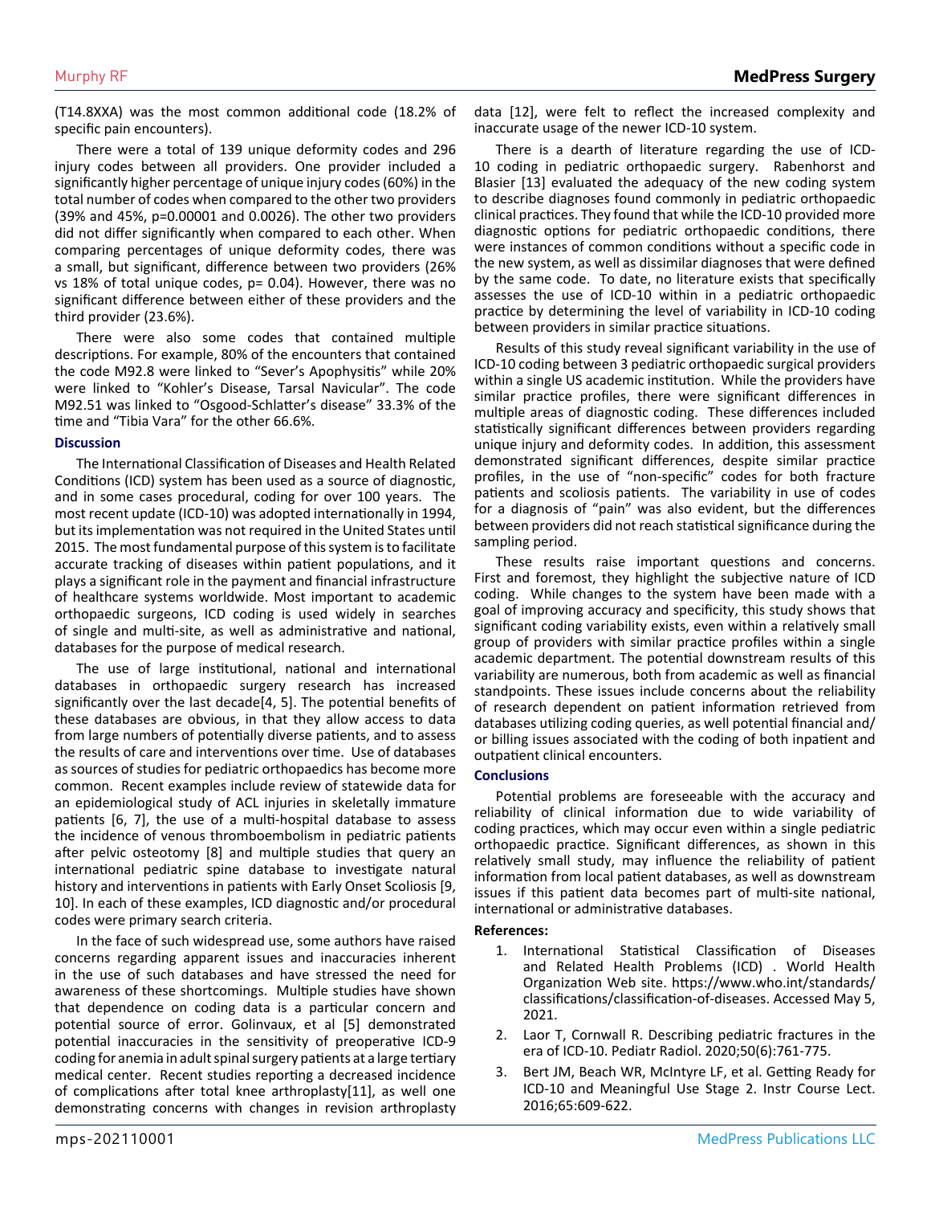(T14.8XXA) was the most common additional code (18.2% of specific pain encounters).

There were a total of 139 unique deformity codes and 296 injury codes between all providers. One provider included a significantly higher percentage of unique injury codes (60%) in the total number of codes when compared to the other two providers (39% and 45%, p=0.00001 and 0.0026). The other two providers did not differ significantly when compared to each other. When comparing percentages of unique deformity codes, there was a small, but significant, difference between two providers (26% vs 18% of total unique codes, p= 0.04). However, there was no significant difference between either of these providers and the third provider (23.6%).

There were also some codes that contained multiple descriptions. For example, 80% of the encounters that contained the code M92.8 were linked to "Sever's Apophysitis" while 20% were linked to "Kohler's Disease, Tarsal Navicular". The code M92.51 was linked to "Osgood-Schlatter's disease" 33.3% of the time and "Tibia Vara" for the other 66.6%.

## Discussion

The International Classification of Diseases and Health Related Conditions (ICD) system has been used as a source of diagnostic, and in some cases procedural, coding for over 100 years. The most recent update (ICD-10) was adopted internationally in 1994, but its implementation was not required in the United States until 2015. The most fundamental purpose of this system is to facilitate accurate tracking of diseases within patient populations, and it plays a significant role in the payment and financial infrastructure of healthcare systems worldwide. Most important to academic orthopaedic surgeons, ICD coding is used widely in searches of single and multi-site, as well as administrative and national, databases for the purpose of medical research.

The use of large institutional, national and international databases in orthopaedic surgery research has increased significantly over the last decade[4, 5]. The potential benefits of these databases are obvious, in that they allow access to data from large numbers of potentially diverse patients, and to assess the results of care and interventions over time. Use of databases as sources of studies for pediatric orthopaedics has become more common. Recent examples include review of statewide data for an epidemiological study of ACL injuries in skeletally immature patients [6, 7], the use of a multi-hospital database to assess the incidence of venous thromboembolism in pediatric patients after pelvic osteotomy [8] and multiple studies that query an international pediatric spine database to investigate natural history and interventions in patients with Early Onset Scoliosis [9, 10]. In each of these examples, ICD diagnostic and/or procedural codes were primary search criteria.

In the face of such widespread use, some authors have raised concerns regarding apparent issues and inaccuracies inherent in the use of such databases and have stressed the need for awareness of these shortcomings. Multiple studies have shown that dependence on coding data is a particular concern and potential source of error. Golinvaux, et al [5] demonstrated potential inaccuracies in the sensitivity of preoperative ICD-9 coding for anemia in adult spinal surgery patients at a large tertiary medical center. Recent studies reporting a decreased incidence of complications after total knee arthroplasty[11], as well one demonstrating concerns with changes in revision arthroplasty data [12], were felt to reflect the increased complexity and inaccurate usage of the newer ICD-10 system.

There is a dearth of literature regarding the use of ICD-10 coding in pediatric orthopaedic surgery. Rabenhorst and Blasier [13] evaluated the adequacy of the new coding system to describe diagnoses found commonly in pediatric orthopaedic clinical practices. They found that while the ICD-10 provided more diagnostic options for pediatric orthopaedic conditions, there were instances of common conditions without a specific code in the new system, as well as dissimilar diagnoses that were defined by the same code. To date, no literature exists that specifically assesses the use of ICD-10 within in a pediatric orthopaedic practice by determining the level of variability in ICD-10 coding between providers in similar practice situations.

Results of this study reveal significant variability in the use of ICD-10 coding between 3 pediatric orthopaedic surgical providers within a single US academic institution. While the providers have similar practice profiles, there were significant differences in multiple areas of diagnostic coding. These differences included statistically significant differences between providers regarding unique injury and deformity codes. In addition, this assessment demonstrated significant differences, despite similar practice profiles, in the use of "non-specific" codes for both fracture patients and scoliosis patients. The variability in use of codes for a diagnosis of "pain" was also evident, but the differences between providers did not reach statistical significance during the sampling period.

These results raise important questions and concerns. First and foremost, they highlight the subjective nature of ICD coding. While changes to the system have been made with a goal of improving accuracy and specificity, this study shows that significant coding variability exists, even within a relatively small group of providers with similar practice profiles within a single academic department. The potential downstream results of this variability are numerous, both from academic as well as financial standpoints. These issues include concerns about the reliability of research dependent on patient information retrieved from databases utilizing coding queries, as well potential financial and/or billing issues associated with the coding of both inpatient and outpatient clinical encounters.

## Conclusions

Potential problems are foreseeable with the accuracy and reliability of clinical information due to wide variability of coding practices, which may occur even within a single pediatric orthopaedic practice. Significant differences, as shown in this relatively small study, may influence the reliability of patient information from local patient databases, as well as downstream issues if this patient data becomes part of multi-site national, international or administrative databases.

**References:**

1. International Statistical Classification of Diseases and Related Health Problems (ICD) . World Health Organization Web site. https://www.who.int/standards/classifications/classification-of-diseases. Accessed May 5, 2021.
2. Laor T, Cornwall R. Describing pediatric fractures in the era of ICD-10. Pediatr Radiol. 2020;50(6):761-775.
3. Bert JM, Beach WR, McIntyre LF, et al. Getting Ready for ICD-10 and Meaningful Use Stage 2. Instr Course Lect. 2016;65:609-622.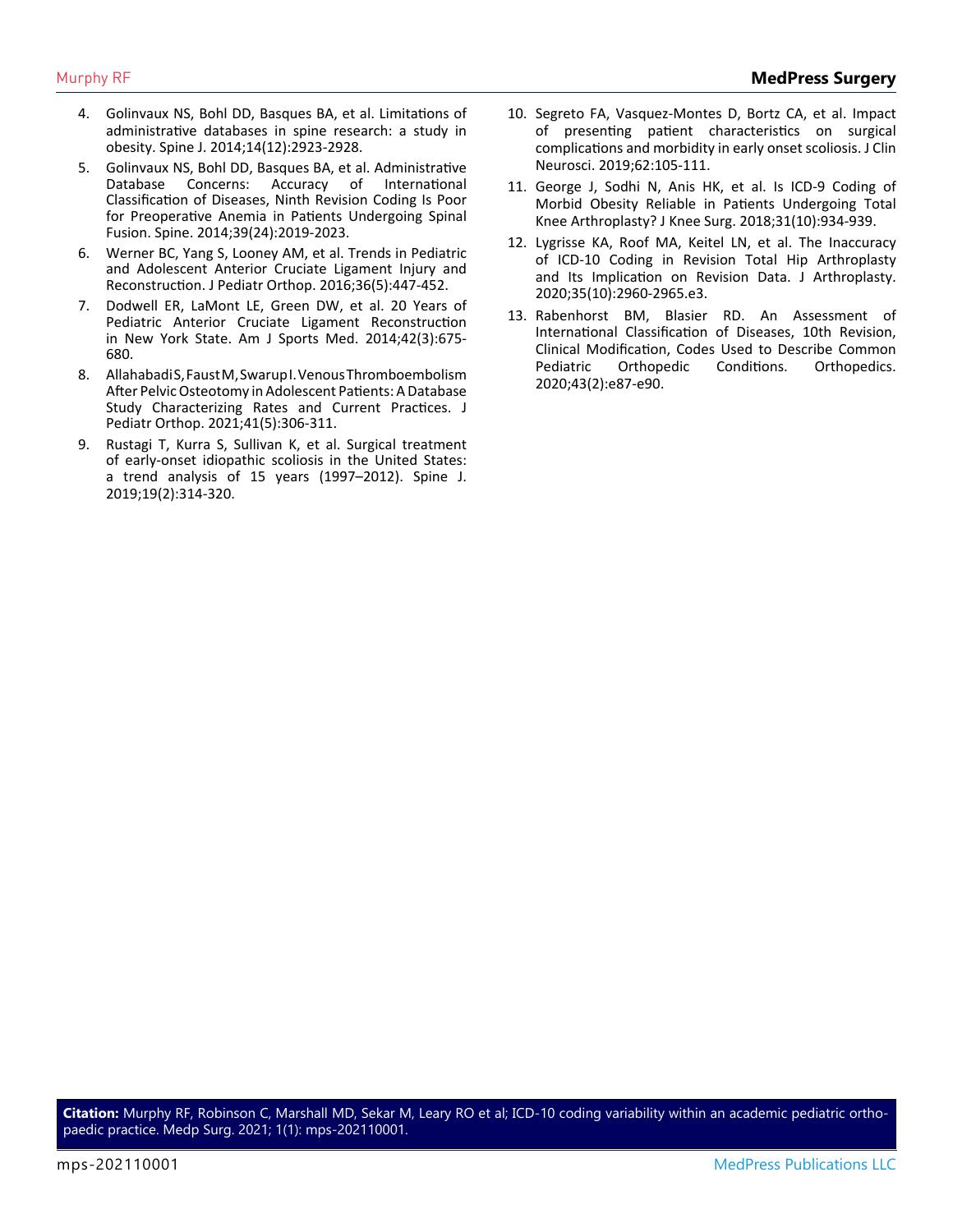4. Golinvaux NS, Bohl DD, Basques BA, et al. Limitations of administrative databases in spine research: a study in obesity. Spine J. 2014;14(12):2923-2928.
5. Golinvaux NS, Bohl DD, Basques BA, et al. Administrative Database Concerns: Accuracy of International Classification of Diseases, Ninth Revision Coding Is Poor for Preoperative Anemia in Patients Undergoing Spinal Fusion. Spine. 2014;39(24):2019-2023.
6. Werner BC, Yang S, Looney AM, et al. Trends in Pediatric and Adolescent Anterior Cruciate Ligament Injury and Reconstruction. J Pediatr Orthop. 2016;36(5):447-452.
7. Dodwell ER, LaMont LE, Green DW, et al. 20 Years of Pediatric Anterior Cruciate Ligament Reconstruction in New York State. Am J Sports Med. 2014;42(3):675-680.
8. Allahabadi S, Faust M, Swarup I. Venous Thromboembolism After Pelvic Osteotomy in Adolescent Patients: A Database Study Characterizing Rates and Current Practices. J Pediatr Orthop. 2021;41(5):306-311.
9. Rustagi T, Kurra S, Sullivan K, et al. Surgical treatment of early-onset idiopathic scoliosis in the United States: a trend analysis of 15 years (1997–2012). Spine J. 2019;19(2):314-320.
10. Segreto FA, Vasquez-Montes D, Bortz CA, et al. Impact of presenting patient characteristics on surgical complications and morbidity in early onset scoliosis. J Clin Neurosci. 2019;62:105-111.
11. George J, Sodhi N, Anis HK, et al. Is ICD-9 Coding of Morbid Obesity Reliable in Patients Undergoing Total Knee Arthroplasty? J Knee Surg. 2018;31(10):934-939.
12. Lygrisse KA, Roof MA, Keitel LN, et al. The Inaccuracy of ICD-10 Coding in Revision Total Hip Arthroplasty and Its Implication on Revision Data. J Arthroplasty. 2020;35(10):2960-2965.e3.
13. Rabenhorst BM, Blasier RD. An Assessment of International Classification of Diseases, 10th Revision, Clinical Modification, Codes Used to Describe Common Pediatric Orthopedic Conditions. Orthopedics. 2020;43(2):e87-e90.

**Citation:** Murphy RF, Robinson C, Marshall MD, Sekar M, Leary RO et al; ICD-10 coding variability within an academic pediatric orthopaedic practice. Medp Surg. 2021; 1(1): mps-202110001.